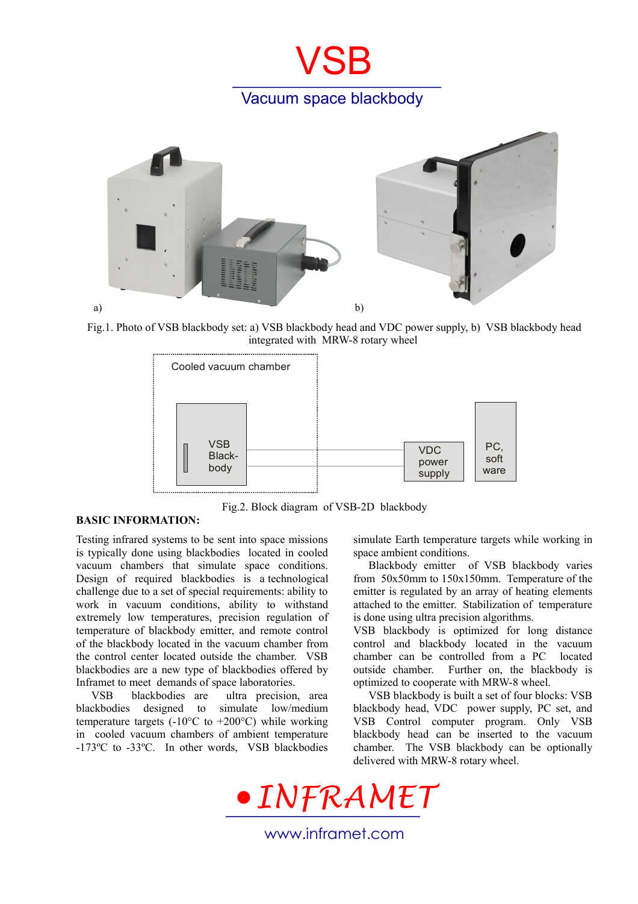# VSB

## Vacuum space blackbody

a) b)

Fig.1. Photo of VSB blackbody set: a) VSB blackbody head and VDC power supply, b) VSB blackbody head integrated with MRW-8 rotary wheel

Cooled vacuum chamber

VSB Black-body

VDC power supply

PC, soft ware

Fig.2. Block diagram of VSB-2D blackbody

**BASIC INFORMATION:**

Testing infrared systems to be sent into space missions is typically done using blackbodies located in cooled vacuum chambers that simulate space conditions. Design of required blackbodies is a technological challenge due to a set of special requirements: ability to work in vacuum conditions, ability to withstand extremely low temperatures, precision regulation of temperature of blackbody emitter, and remote control of the blackbody located in the vacuum chamber from the control center located outside the chamber. VSB blackbodies are a new type of blackbodies offered by Inframet to meet demands of space laboratories.

VSB blackbodies are ultra precision, area blackbodies designed to simulate low/medium temperature targets (-10°C to +200°C) while working in cooled vacuum chambers of ambient temperature -173ºC to -33ºC. In other words, VSB blackbodies simulate Earth temperature targets while working in space ambient conditions.

Blackbody emitter of VSB blackbody varies from 50x50mm to 150x150mm. Temperature of the emitter is regulated by an array of heating elements attached to the emitter. Stabilization of temperature is done using ultra precision algorithms.

VSB blackbody is optimized for long distance control and blackbody located in the vacuum chamber can be controlled from a PC located outside chamber. Further on, the blackbody is optimized to cooperate with MRW-8 wheel.

VSB blackbody is built a set of four blocks: VSB blackbody head, VDC power supply, PC set, and VSB Control computer program. Only VSB blackbody head can be inserted to the vacuum chamber. The VSB blackbody can be optionally delivered with MRW-8 rotary wheel.

• INFRAMET

www.inframet.com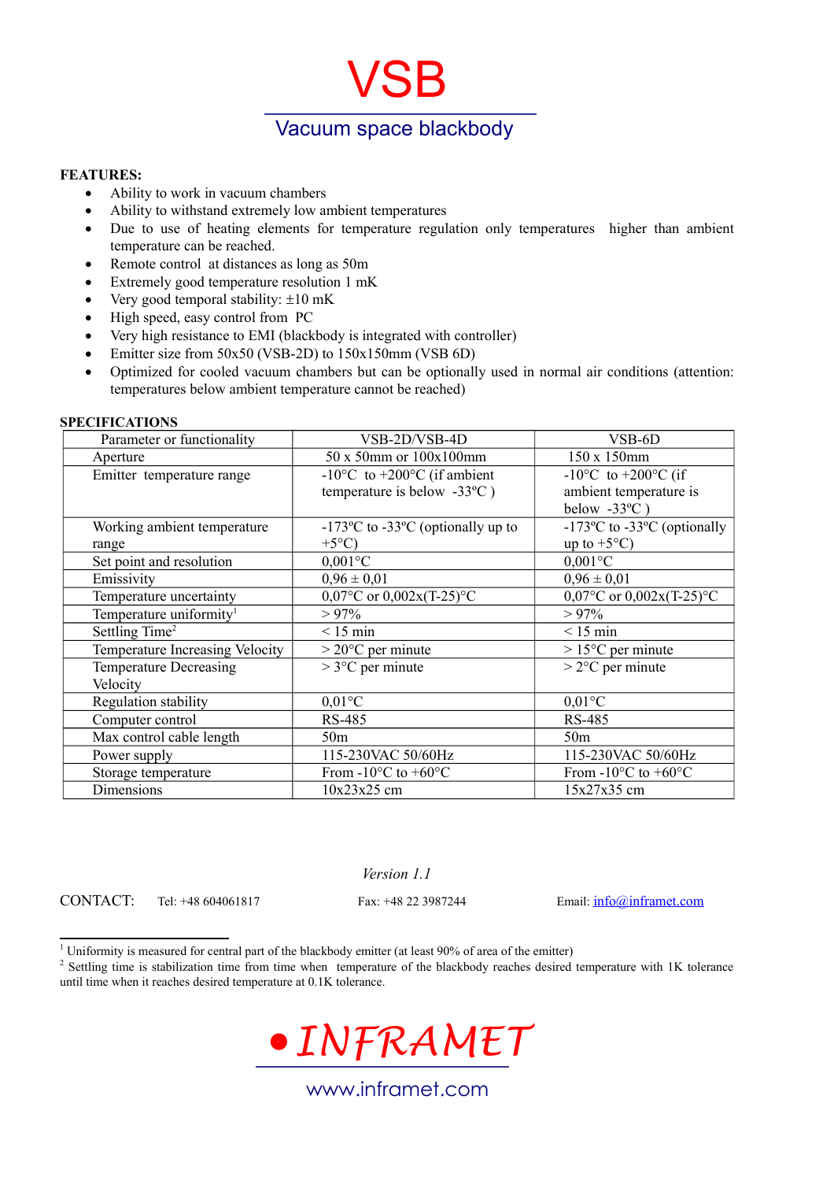# VSB

## Vacuum space blackbody

**FEATURES:**

- Ability to work in vacuum chambers
- Ability to withstand extremely low ambient temperatures
- Due to use of heating elements for temperature regulation only temperatures higher than ambient temperature can be reached.
- Remote control at distances as long as 50m
- Extremely good temperature resolution 1 mK
- Very good temporal stability: ±10 mK
- High speed, easy control from PC
- Very high resistance to EMI (blackbody is integrated with controller)
- Emitter size from 50x50 (VSB-2D) to 150x150mm (VSB 6D)
- Optimized for cooled vacuum chambers but can be optionally used in normal air conditions (attention: temperatures below ambient temperature cannot be reached)

**SPECIFICATIONS**

| Parameter or functionality | VSB-2D/VSB-4D | VSB-6D |
|---|---|---|
| Aperture | 50 x 50mm or 100x100mm | 150 x 150mm |
| Emitter temperature range | -10°C to +200°C (if ambient temperature is below -33ºC ) | -10°C to +200°C (if ambient temperature is below -33ºC ) |
| Working ambient temperature range | -173ºC to -33ºC (optionally up to +5°C) | -173ºC to -33ºC (optionally up to +5°C) |
| Set point and resolution | 0,001°C | 0,001°C |
| Emissivity | 0,96 ± 0,01 | 0,96 ± 0,01 |
| Temperature uncertainty | 0,07°C or 0,002x(T-25)°C | 0,07°C or 0,002x(T-25)°C |
| Temperature uniformity[1] | > 97% | > 97% |
| Settling Time[2] | < 15 min | < 15 min |
| Temperature Increasing Velocity | > 20°C per minute | > 15°C per minute |
| Temperature Decreasing Velocity | > 3°C per minute | > 2°C per minute |
| Regulation stability | 0,01°C | 0,01°C |
| Computer control | RS-485 | RS-485 |
| Max control cable length | 50m | 50m |
| Power supply | 115-230VAC 50/60Hz | 115-230VAC 50/60Hz |
| Storage temperature | From -10°C to +60°C | From -10°C to +60°C |
| Dimensions | 10x23x25 cm | 15x27x35 cm |

*Version 1.1*

CONTACT: Tel: +48 604061817 Fax: +48 22 3987244 Email: info@inframet.com

[1] Uniformity is measured for central part of the blackbody emitter (at least 90% of area of the emitter)

[2] Settling time is stabilization time from time when temperature of the blackbody reaches desired temperature with 1K tolerance until time when it reaches desired temperature at 0.1K tolerance.

INFRAMET

www.inframet.com